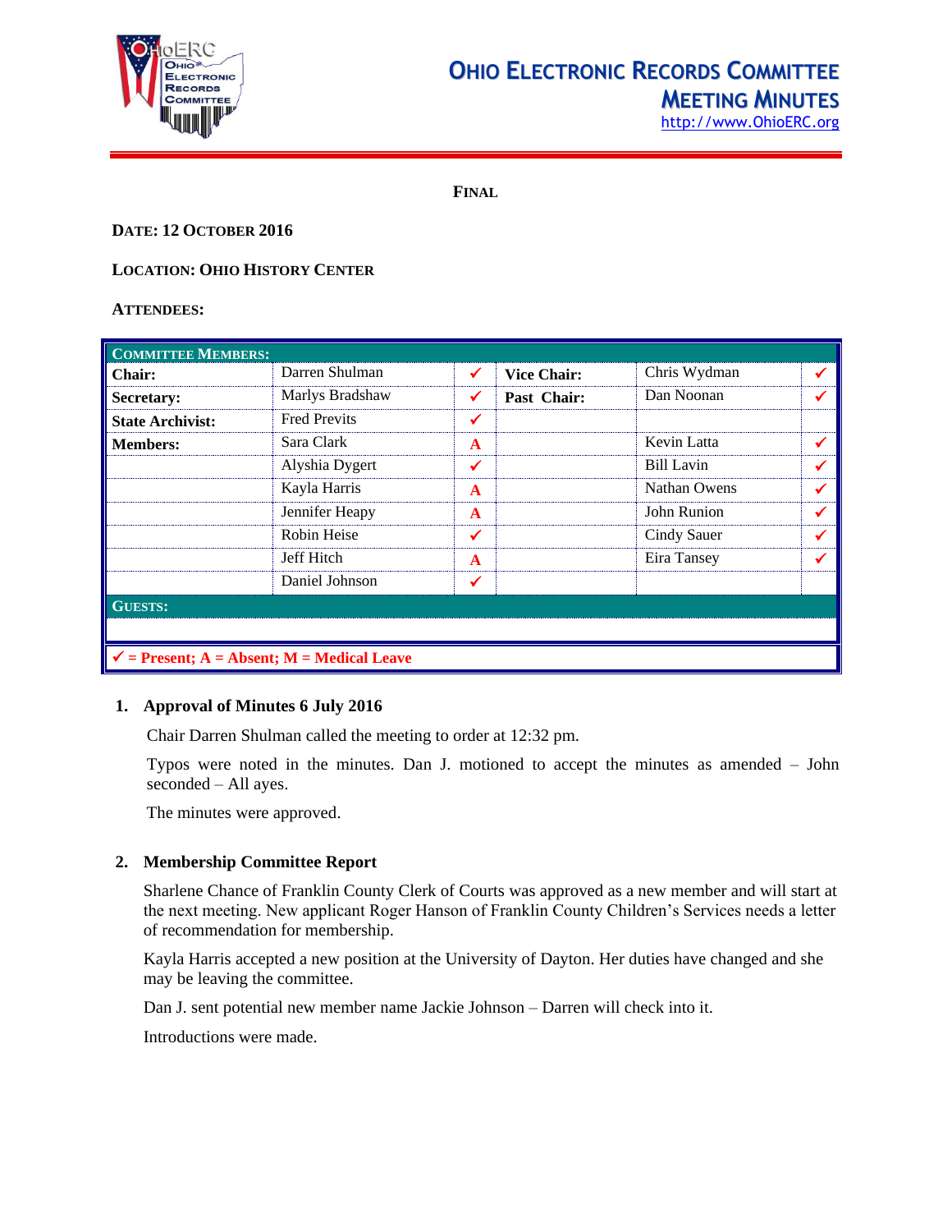# Ohio Electronic Records Committee Meeting Minutes

http://www.OhioERC.org

**FINAL**

**DATE: 12 OCTOBER 2016**

**LOCATION: OHIO HISTORY CENTER**

**ATTENDEES:**

| COMMITTEE MEMBERS: | | | | | |
|---|---|---|---|---|---|
| **Chair:** | Darren Shulman | ✓ | **Vice Chair:** | Chris Wydman | ✓ |
| **Secretary:** | Marlys Bradshaw | ✓ | **Past Chair:** | Dan Noonan | ✓ |
| **State Archivist:** | Fred Previts | ✓ | | | |
| **Members:** | Sara Clark | A | | Kevin Latta | ✓ |
| | Alyshia Dygert | ✓ | | Bill Lavin | ✓ |
| | Kayla Harris | A | | Nathan Owens | ✓ |
| | Jennifer Heapy | A | | John Runion | ✓ |
| | Robin Heise | ✓ | | Cindy Sauer | ✓ |
| | Jeff Hitch | A | | Eira Tansey | ✓ |
| | Daniel Johnson | ✓ | | | |
| **GUESTS:** | | | | | |
| | | | | | |
| ✓ = Present; A = Absent; M = Medical Leave | | | | | |

## 1. Approval of Minutes 6 July 2016

Chair Darren Shulman called the meeting to order at 12:32 pm.

Typos were noted in the minutes. Dan J. motioned to accept the minutes as amended – John seconded – All ayes.

The minutes were approved.

## 2. Membership Committee Report

Sharlene Chance of Franklin County Clerk of Courts was approved as a new member and will start at the next meeting. New applicant Roger Hanson of Franklin County Children's Services needs a letter of recommendation for membership.

Kayla Harris accepted a new position at the University of Dayton. Her duties have changed and she may be leaving the committee.

Dan J. sent potential new member name Jackie Johnson – Darren will check into it.

Introductions were made.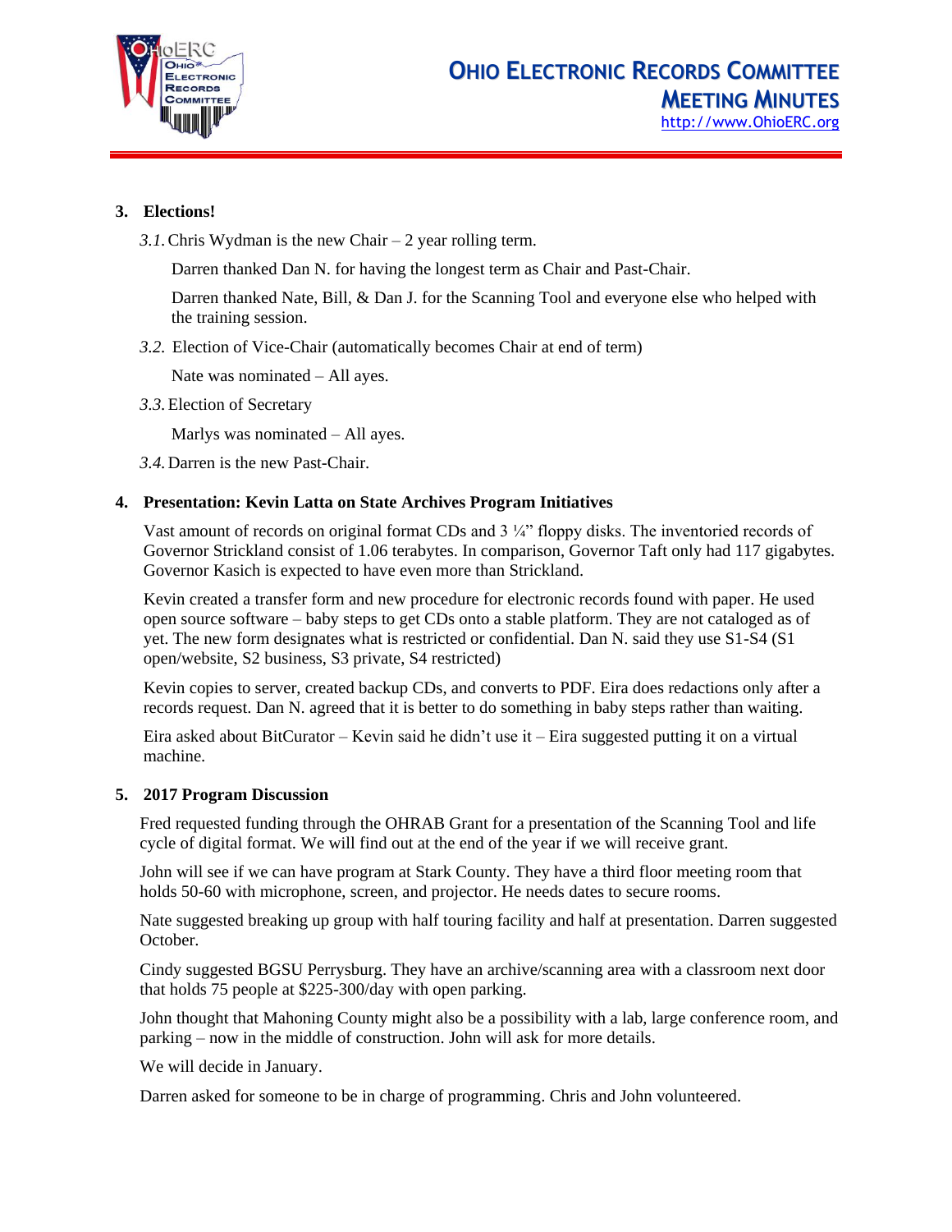### 3. Elections!

*3.1.* Chris Wydman is the new Chair – 2 year rolling term.

Darren thanked Dan N. for having the longest term as Chair and Past-Chair.

Darren thanked Nate, Bill, & Dan J. for the Scanning Tool and everyone else who helped with the training session.

*3.2.* Election of Vice-Chair (automatically becomes Chair at end of term)

Nate was nominated – All ayes.

*3.3.* Election of Secretary

Marlys was nominated – All ayes.

*3.4.* Darren is the new Past-Chair.

### 4. Presentation: Kevin Latta on State Archives Program Initiatives

Vast amount of records on original format CDs and 3 ¼" floppy disks. The inventoried records of Governor Strickland consist of 1.06 terabytes. In comparison, Governor Taft only had 117 gigabytes. Governor Kasich is expected to have even more than Strickland.

Kevin created a transfer form and new procedure for electronic records found with paper. He used open source software – baby steps to get CDs onto a stable platform. They are not cataloged as of yet. The new form designates what is restricted or confidential. Dan N. said they use S1-S4 (S1 open/website, S2 business, S3 private, S4 restricted)

Kevin copies to server, created backup CDs, and converts to PDF. Eira does redactions only after a records request. Dan N. agreed that it is better to do something in baby steps rather than waiting.

Eira asked about BitCurator – Kevin said he didn't use it – Eira suggested putting it on a virtual machine.

### 5. 2017 Program Discussion

Fred requested funding through the OHRAB Grant for a presentation of the Scanning Tool and life cycle of digital format. We will find out at the end of the year if we will receive grant.

John will see if we can have program at Stark County. They have a third floor meeting room that holds 50-60 with microphone, screen, and projector. He needs dates to secure rooms.

Nate suggested breaking up group with half touring facility and half at presentation. Darren suggested October.

Cindy suggested BGSU Perrysburg. They have an archive/scanning area with a classroom next door that holds 75 people at $225-300/day with open parking.

John thought that Mahoning County might also be a possibility with a lab, large conference room, and parking – now in the middle of construction. John will ask for more details.

We will decide in January.

Darren asked for someone to be in charge of programming. Chris and John volunteered.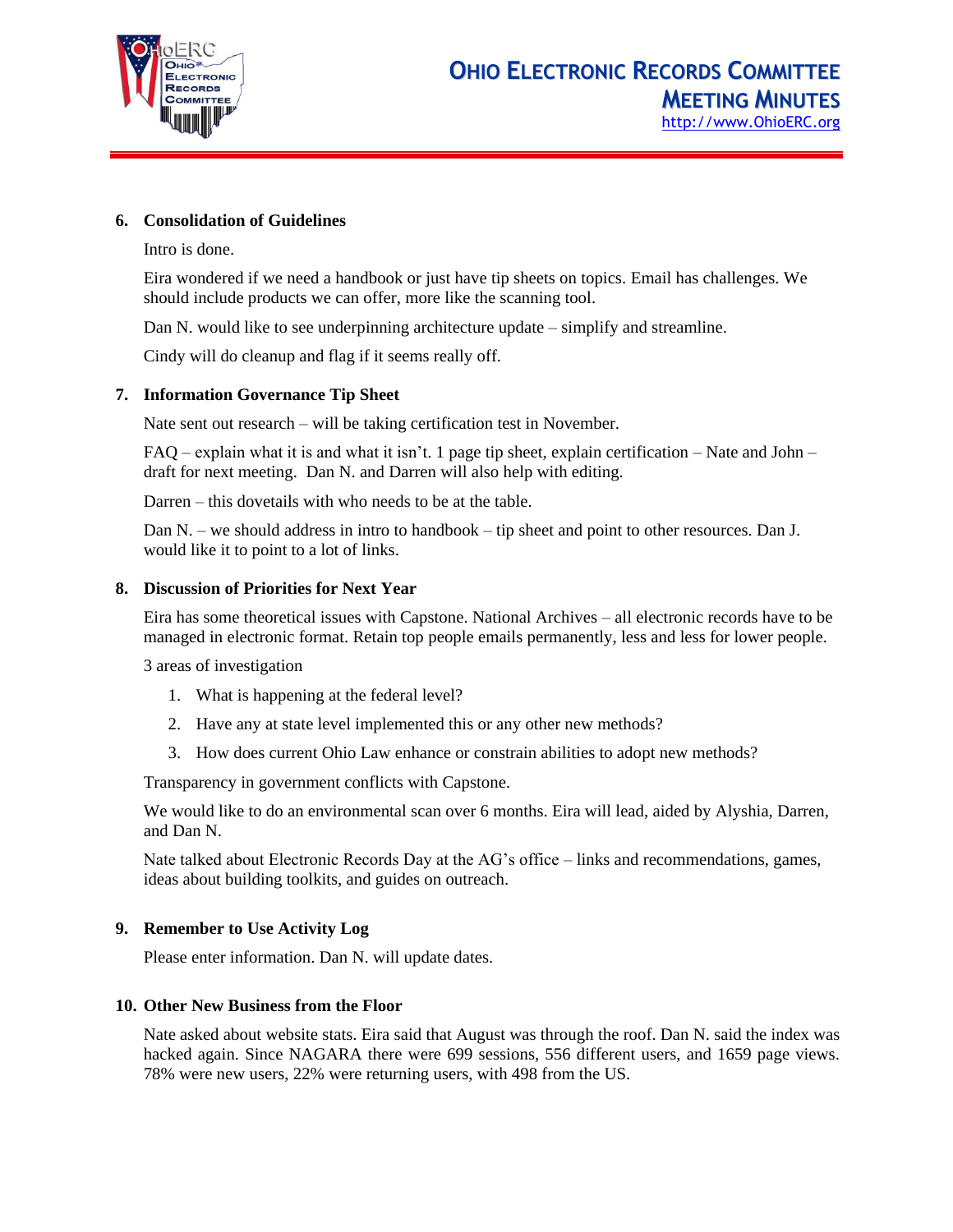6. **Consolidation of Guidelines**

   Intro is done.

   Eira wondered if we need a handbook or just have tip sheets on topics. Email has challenges. We should include products we can offer, more like the scanning tool.

   Dan N. would like to see underpinning architecture update – simplify and streamline.

   Cindy will do cleanup and flag if it seems really off.

7. **Information Governance Tip Sheet**

   Nate sent out research – will be taking certification test in November.

   FAQ – explain what it is and what it isn't. 1 page tip sheet, explain certification – Nate and John – draft for next meeting. Dan N. and Darren will also help with editing.

   Darren – this dovetails with who needs to be at the table.

   Dan N. – we should address in intro to handbook – tip sheet and point to other resources. Dan J. would like it to point to a lot of links.

8. **Discussion of Priorities for Next Year**

   Eira has some theoretical issues with Capstone. National Archives – all electronic records have to be managed in electronic format. Retain top people emails permanently, less and less for lower people.

   3 areas of investigation

   1. What is happening at the federal level?
   2. Have any at state level implemented this or any other new methods?
   3. How does current Ohio Law enhance or constrain abilities to adopt new methods?

   Transparency in government conflicts with Capstone.

   We would like to do an environmental scan over 6 months. Eira will lead, aided by Alyshia, Darren, and Dan N.

   Nate talked about Electronic Records Day at the AG's office – links and recommendations, games, ideas about building toolkits, and guides on outreach.

9. **Remember to Use Activity Log**

   Please enter information. Dan N. will update dates.

10. **Other New Business from the Floor**

    Nate asked about website stats. Eira said that August was through the roof. Dan N. said the index was hacked again. Since NAGARA there were 699 sessions, 556 different users, and 1659 page views. 78% were new users, 22% were returning users, with 498 from the US.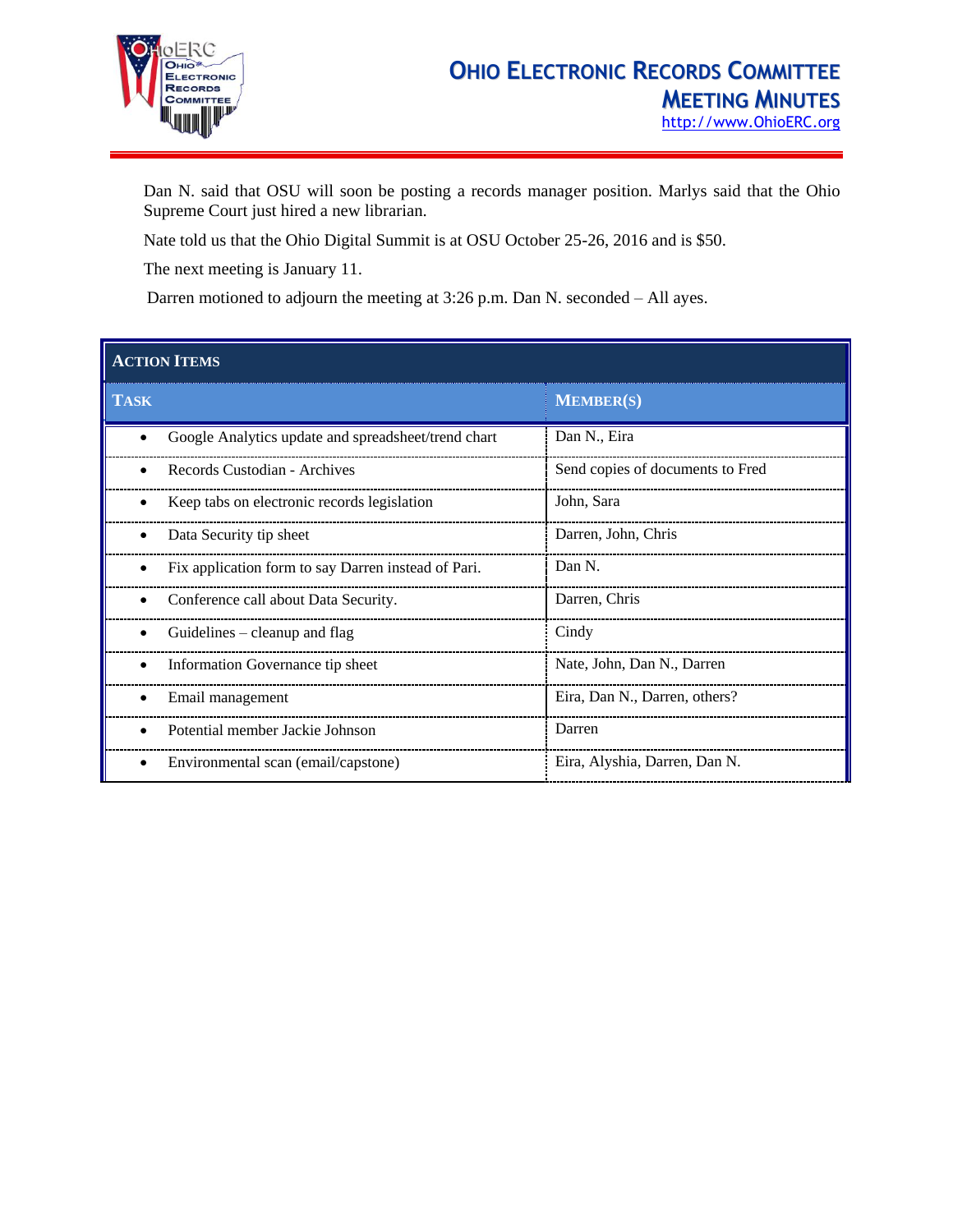Dan N. said that OSU will soon be posting a records manager position. Marlys said that the Ohio Supreme Court just hired a new librarian.

Nate told us that the Ohio Digital Summit is at OSU October 25-26, 2016 and is $50.

The next meeting is January 11.

Darren motioned to adjourn the meeting at 3:26 p.m. Dan N. seconded – All ayes.

**ACTION ITEMS**

| TASK | MEMBER(S) |
|---|---|
| • Google Analytics update and spreadsheet/trend chart | Dan N., Eira |
| • Records Custodian - Archives | Send copies of documents to Fred |
| • Keep tabs on electronic records legislation | John, Sara |
| • Data Security tip sheet | Darren, John, Chris |
| • Fix application form to say Darren instead of Pari. | Dan N. |
| • Conference call about Data Security. | Darren, Chris |
| • Guidelines – cleanup and flag | Cindy |
| • Information Governance tip sheet | Nate, John, Dan N., Darren |
| • Email management | Eira, Dan N., Darren, others? |
| • Potential member Jackie Johnson | Darren |
| • Environmental scan (email/capstone) | Eira, Alyshia, Darren, Dan N. |